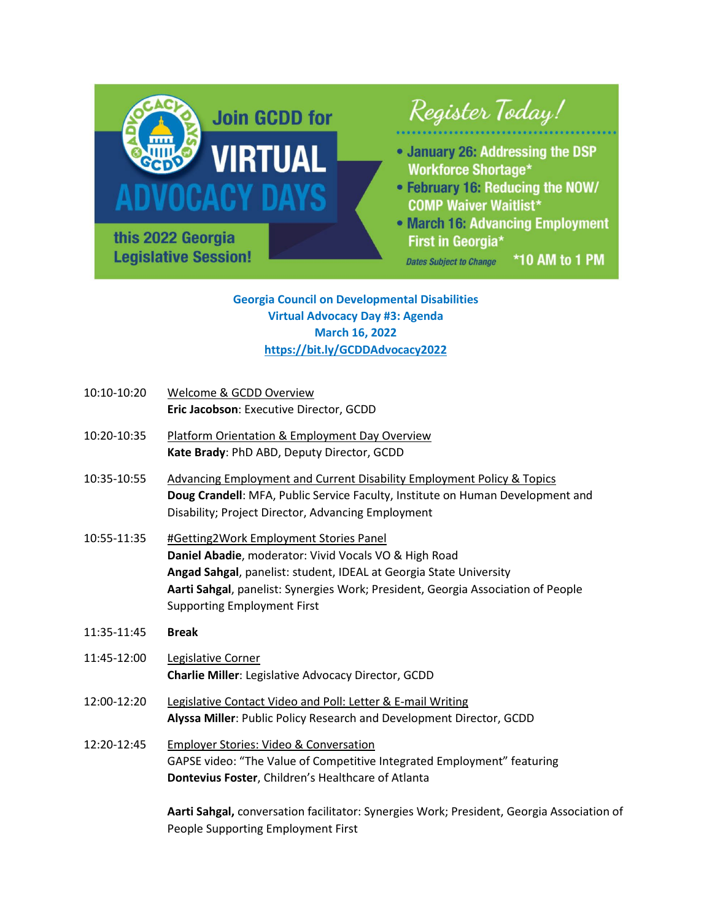Join GCDD for **VIRTUAL ADVOCACY DAYS** this 2022 Georgia Legislative Session!

*Register Today!*

- **January 26:** Addressing the DSP Workforce Shortage*
- **February 16:** Reducing the NOW/COMP Waiver Waitlist*
- **March 16:** Advancing Employment First in Georgia*

*Dates Subject to Change* *10 AM to 1 PM

## Georgia Council on Developmental Disabilities
## Virtual Advocacy Day #3: Agenda
## March 16, 2022
## https://bit.ly/GCDDAdvocacy2022

10:10-10:20 Welcome & GCDD Overview
**Eric Jacobson**: Executive Director, GCDD

10:20-10:35 Platform Orientation & Employment Day Overview
**Kate Brady**: PhD ABD, Deputy Director, GCDD

10:35-10:55 Advancing Employment and Current Disability Employment Policy & Topics
**Doug Crandell**: MFA, Public Service Faculty, Institute on Human Development and Disability; Project Director, Advancing Employment

10:55-11:35 #Getting2Work Employment Stories Panel
**Daniel Abadie**, moderator: Vivid Vocals VO & High Road
**Angad Sahgal**, panelist: student, IDEAL at Georgia State University
**Aarti Sahgal**, panelist: Synergies Work; President, Georgia Association of People Supporting Employment First

11:35-11:45 **Break**

11:45-12:00 Legislative Corner
**Charlie Miller**: Legislative Advocacy Director, GCDD

12:00-12:20 Legislative Contact Video and Poll: Letter & E-mail Writing
**Alyssa Miller**: Public Policy Research and Development Director, GCDD

12:20-12:45 Employer Stories: Video & Conversation
GAPSE video: "The Value of Competitive Integrated Employment" featuring **Dontevius Foster**, Children's Healthcare of Atlanta

**Aarti Sahgal,** conversation facilitator: Synergies Work; President, Georgia Association of People Supporting Employment First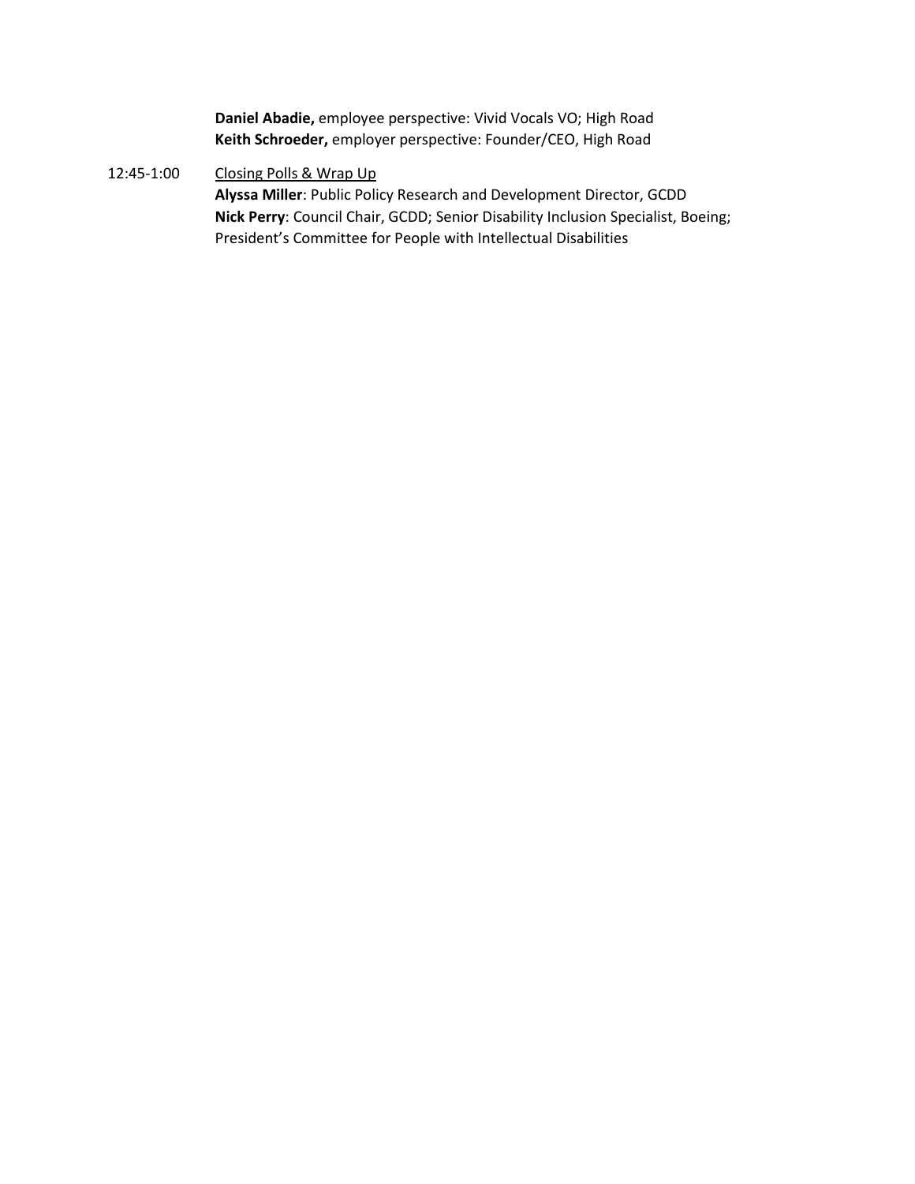**Daniel Abadie,** employee perspective: Vivid Vocals VO; High Road
**Keith Schroeder,** employer perspective: Founder/CEO, High Road

12:45-1:00 Closing Polls & Wrap Up
**Alyssa Miller**: Public Policy Research and Development Director, GCDD
**Nick Perry**: Council Chair, GCDD; Senior Disability Inclusion Specialist, Boeing; President's Committee for People with Intellectual Disabilities